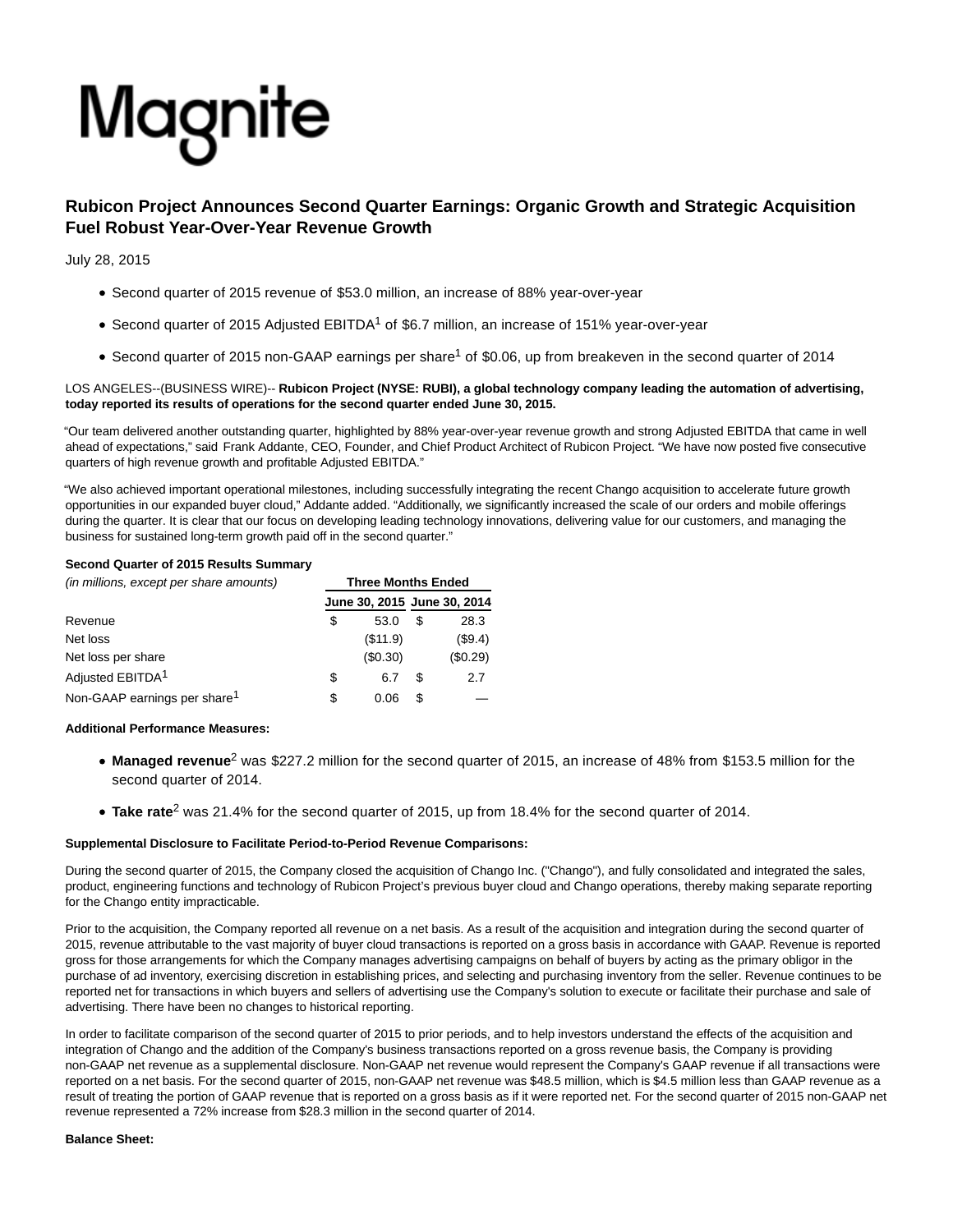Magnite

## Rubicon Project Announces Second Quarter Earnings: Organic Growth and Strategic Acquisition Fuel Robust Year-Over-Year Revenue Growth

July 28, 2015

- Second quarter of 2015 revenue of $53.0 million, an increase of 88% year-over-year
- Second quarter of 2015 Adjusted EBITDA[1] of $6.7 million, an increase of 151% year-over-year
- Second quarter of 2015 non-GAAP earnings per share[1] of $0.06, up from breakeven in the second quarter of 2014

LOS ANGELES--(BUSINESS WIRE)-- **Rubicon Project (NYSE: RUBI), a global technology company leading the automation of advertising, today reported its results of operations for the second quarter ended June 30, 2015.**

"Our team delivered another outstanding quarter, highlighted by 88% year-over-year revenue growth and strong Adjusted EBITDA that came in well ahead of expectations," said Frank Addante, CEO, Founder, and Chief Product Architect of Rubicon Project. "We have now posted five consecutive quarters of high revenue growth and profitable Adjusted EBITDA."

"We also achieved important operational milestones, including successfully integrating the recent Chango acquisition to accelerate future growth opportunities in our expanded buyer cloud," Addante added. "Additionally, we significantly increased the scale of our orders and mobile offerings during the quarter. It is clear that our focus on developing leading technology innovations, delivering value for our customers, and managing the business for sustained long-term growth paid off in the second quarter."

**Second Quarter of 2015 Results Summary**

| *(in millions, except per share amounts)* | Three Months Ended | |
|---|---|---|
| | June 30, 2015 | June 30, 2014 |
| Revenue | $ 53.0 | $ 28.3 |
| Net loss | ($11.9) | ($9.4) |
| Net loss per share | ($0.30) | ($0.29) |
| Adjusted EBITDA[1] | $ 6.7 | $ 2.7 |
| Non-GAAP earnings per share[1] | $ 0.06 | $ — |

**Additional Performance Measures:**

- **Managed revenue**[2] was $227.2 million for the second quarter of 2015, an increase of 48% from $153.5 million for the second quarter of 2014.
- **Take rate**[2] was 21.4% for the second quarter of 2015, up from 18.4% for the second quarter of 2014.

**Supplemental Disclosure to Facilitate Period-to-Period Revenue Comparisons:**

During the second quarter of 2015, the Company closed the acquisition of Chango Inc. ("Chango"), and fully consolidated and integrated the sales, product, engineering functions and technology of Rubicon Project's previous buyer cloud and Chango operations, thereby making separate reporting for the Chango entity impracticable.

Prior to the acquisition, the Company reported all revenue on a net basis. As a result of the acquisition and integration during the second quarter of 2015, revenue attributable to the vast majority of buyer cloud transactions is reported on a gross basis in accordance with GAAP. Revenue is reported gross for those arrangements for which the Company manages advertising campaigns on behalf of buyers by acting as the primary obligor in the purchase of ad inventory, exercising discretion in establishing prices, and selecting and purchasing inventory from the seller. Revenue continues to be reported net for transactions in which buyers and sellers of advertising use the Company's solution to execute or facilitate their purchase and sale of advertising. There have been no changes to historical reporting.

In order to facilitate comparison of the second quarter of 2015 to prior periods, and to help investors understand the effects of the acquisition and integration of Chango and the addition of the Company's business transactions reported on a gross revenue basis, the Company is providing non-GAAP net revenue as a supplemental disclosure. Non-GAAP net revenue would represent the Company's GAAP revenue if all transactions were reported on a net basis. For the second quarter of 2015, non-GAAP net revenue was $48.5 million, which is $4.5 million less than GAAP revenue as a result of treating the portion of GAAP revenue that is reported on a gross basis as if it were reported net. For the second quarter of 2015 non-GAAP net revenue represented a 72% increase from $28.3 million in the second quarter of 2014.

**Balance Sheet:**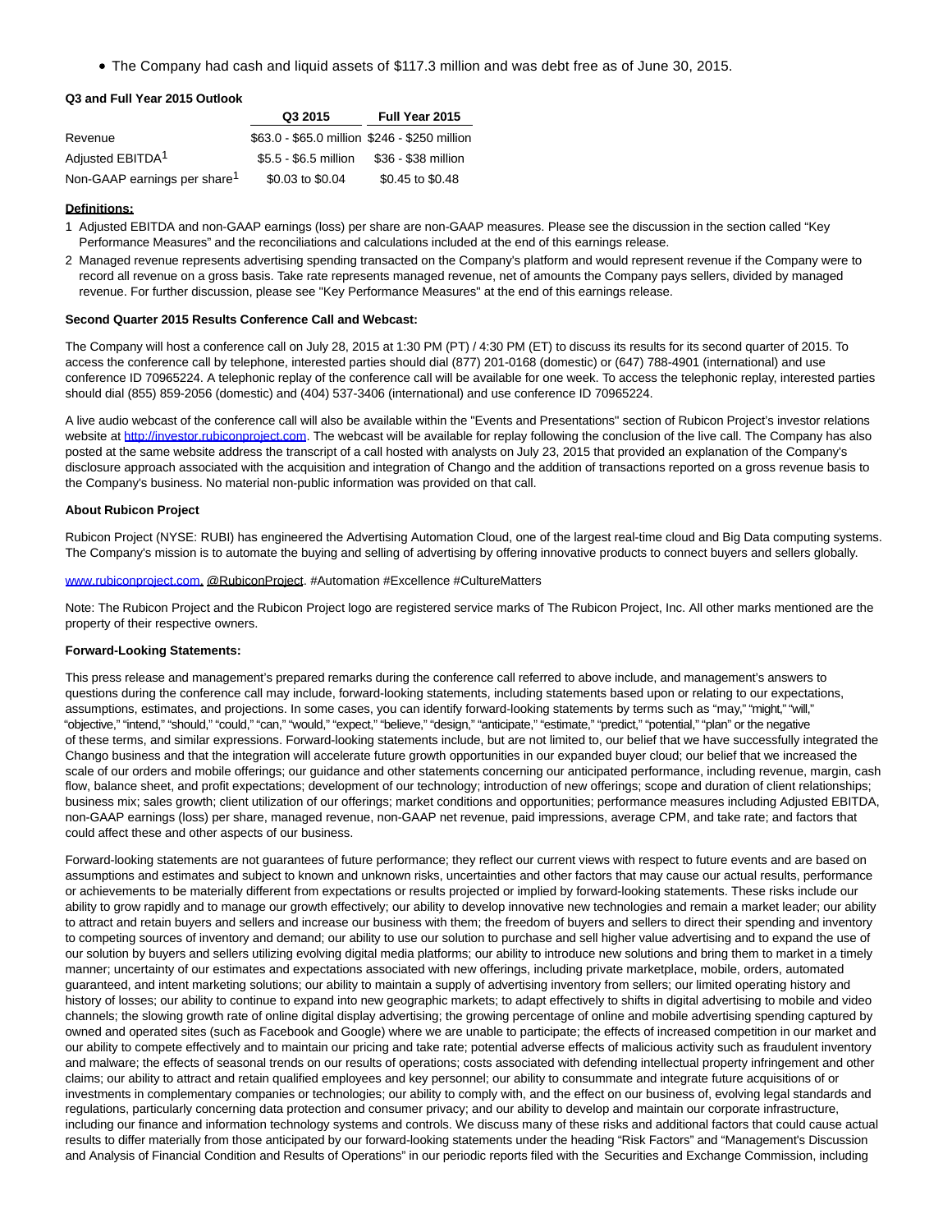- The Company had cash and liquid assets of $117.3 million and was debt free as of June 30, 2015.

**Q3 and Full Year 2015 Outlook**

| | Q3 2015 | Full Year 2015 |
|---|---|---|
| Revenue | $63.0 - $65.0 million | $246 - $250 million |
| Adjusted EBITDA[1] | $5.5 - $6.5 million | $36 - $38 million |
| Non-GAAP earnings per share[1] | $0.03 to $0.04 | $0.45 to $0.48 |

**Definitions:**

1 Adjusted EBITDA and non-GAAP earnings (loss) per share are non-GAAP measures. Please see the discussion in the section called "Key Performance Measures" and the reconciliations and calculations included at the end of this earnings release.

2 Managed revenue represents advertising spending transacted on the Company's platform and would represent revenue if the Company were to record all revenue on a gross basis. Take rate represents managed revenue, net of amounts the Company pays sellers, divided by managed revenue. For further discussion, please see "Key Performance Measures" at the end of this earnings release.

**Second Quarter 2015 Results Conference Call and Webcast:**

The Company will host a conference call on July 28, 2015 at 1:30 PM (PT) / 4:30 PM (ET) to discuss its results for its second quarter of 2015. To access the conference call by telephone, interested parties should dial (877) 201-0168 (domestic) or (647) 788-4901 (international) and use conference ID 70965224. A telephonic replay of the conference call will be available for one week. To access the telephonic replay, interested parties should dial (855) 859-2056 (domestic) and (404) 537-3406 (international) and use conference ID 70965224.

A live audio webcast of the conference call will also be available within the "Events and Presentations" section of Rubicon Project's investor relations website at http://investor.rubiconproject.com. The webcast will be available for replay following the conclusion of the live call. The Company has also posted at the same website address the transcript of a call hosted with analysts on July 23, 2015 that provided an explanation of the Company's disclosure approach associated with the acquisition and integration of Chango and the addition of transactions reported on a gross revenue basis to the Company's business. No material non-public information was provided on that call.

**About Rubicon Project**

Rubicon Project (NYSE: RUBI) has engineered the Advertising Automation Cloud, one of the largest real-time cloud and Big Data computing systems. The Company's mission is to automate the buying and selling of advertising by offering innovative products to connect buyers and sellers globally.

www.rubiconproject.com, @RubiconProject. #Automation #Excellence #CultureMatters

Note: The Rubicon Project and the Rubicon Project logo are registered service marks of The Rubicon Project, Inc. All other marks mentioned are the property of their respective owners.

**Forward-Looking Statements:**

This press release and management's prepared remarks during the conference call referred to above include, and management's answers to questions during the conference call may include, forward-looking statements, including statements based upon or relating to our expectations, assumptions, estimates, and projections. In some cases, you can identify forward-looking statements by terms such as "may," "might," "will," "objective," "intend," "should," "could," "can," "would," "expect," "believe," "design," "anticipate," "estimate," "predict," "potential," "plan" or the negative of these terms, and similar expressions. Forward-looking statements include, but are not limited to, our belief that we have successfully integrated the Chango business and that the integration will accelerate future growth opportunities in our expanded buyer cloud; our belief that we increased the scale of our orders and mobile offerings; our guidance and other statements concerning our anticipated performance, including revenue, margin, cash flow, balance sheet, and profit expectations; development of our technology; introduction of new offerings; scope and duration of client relationships; business mix; sales growth; client utilization of our offerings; market conditions and opportunities; performance measures including Adjusted EBITDA, non-GAAP earnings (loss) per share, managed revenue, non-GAAP net revenue, paid impressions, average CPM, and take rate; and factors that could affect these and other aspects of our business.

Forward-looking statements are not guarantees of future performance; they reflect our current views with respect to future events and are based on assumptions and estimates and subject to known and unknown risks, uncertainties and other factors that may cause our actual results, performance or achievements to be materially different from expectations or results projected or implied by forward-looking statements. These risks include our ability to grow rapidly and to manage our growth effectively; our ability to develop innovative new technologies and remain a market leader; our ability to attract and retain buyers and sellers and increase our business with them; the freedom of buyers and sellers to direct their spending and inventory to competing sources of inventory and demand; our ability to use our solution to purchase and sell higher value advertising and to expand the use of our solution by buyers and sellers utilizing evolving digital media platforms; our ability to introduce new solutions and bring them to market in a timely manner; uncertainty of our estimates and expectations associated with new offerings, including private marketplace, mobile, orders, automated guaranteed, and intent marketing solutions; our ability to maintain a supply of advertising inventory from sellers; our limited operating history and history of losses; our ability to continue to expand into new geographic markets; to adapt effectively to shifts in digital advertising to mobile and video channels; the slowing growth rate of online digital display advertising; the growing percentage of online and mobile advertising spending captured by owned and operated sites (such as Facebook and Google) where we are unable to participate; the effects of increased competition in our market and our ability to compete effectively and to maintain our pricing and take rate; potential adverse effects of malicious activity such as fraudulent inventory and malware; the effects of seasonal trends on our results of operations; costs associated with defending intellectual property infringement and other claims; our ability to attract and retain qualified employees and key personnel; our ability to consummate and integrate future acquisitions of or investments in complementary companies or technologies; our ability to comply with, and the effect on our business of, evolving legal standards and regulations, particularly concerning data protection and consumer privacy; and our ability to develop and maintain our corporate infrastructure, including our finance and information technology systems and controls. We discuss many of these risks and additional factors that could cause actual results to differ materially from those anticipated by our forward-looking statements under the heading "Risk Factors" and "Management's Discussion and Analysis of Financial Condition and Results of Operations" in our periodic reports filed with the Securities and Exchange Commission, including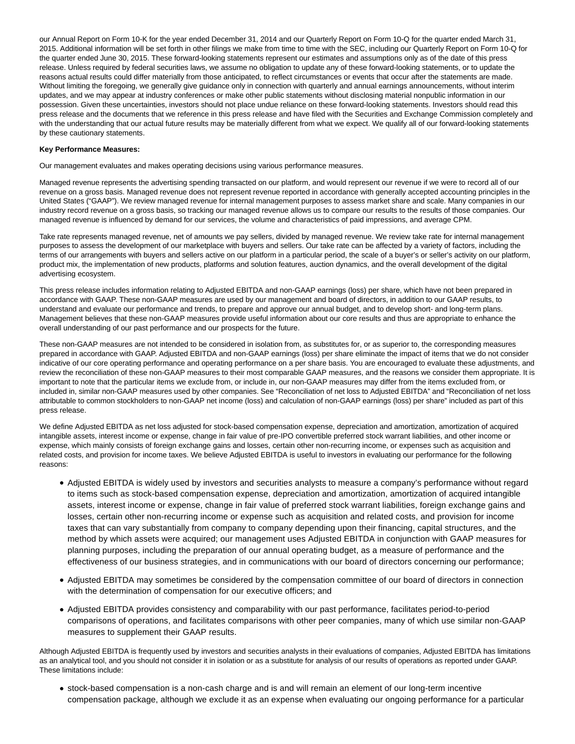our Annual Report on Form 10-K for the year ended December 31, 2014 and our Quarterly Report on Form 10-Q for the quarter ended March 31, 2015. Additional information will be set forth in other filings we make from time to time with the SEC, including our Quarterly Report on Form 10-Q for the quarter ended June 30, 2015. These forward-looking statements represent our estimates and assumptions only as of the date of this press release. Unless required by federal securities laws, we assume no obligation to update any of these forward-looking statements, or to update the reasons actual results could differ materially from those anticipated, to reflect circumstances or events that occur after the statements are made. Without limiting the foregoing, we generally give guidance only in connection with quarterly and annual earnings announcements, without interim updates, and we may appear at industry conferences or make other public statements without disclosing material nonpublic information in our possession. Given these uncertainties, investors should not place undue reliance on these forward-looking statements. Investors should read this press release and the documents that we reference in this press release and have filed with the Securities and Exchange Commission completely and with the understanding that our actual future results may be materially different from what we expect. We qualify all of our forward-looking statements by these cautionary statements.

**Key Performance Measures:**

Our management evaluates and makes operating decisions using various performance measures.

Managed revenue represents the advertising spending transacted on our platform, and would represent our revenue if we were to record all of our revenue on a gross basis. Managed revenue does not represent revenue reported in accordance with generally accepted accounting principles in the United States ("GAAP"). We review managed revenue for internal management purposes to assess market share and scale. Many companies in our industry record revenue on a gross basis, so tracking our managed revenue allows us to compare our results to the results of those companies. Our managed revenue is influenced by demand for our services, the volume and characteristics of paid impressions, and average CPM.

Take rate represents managed revenue, net of amounts we pay sellers, divided by managed revenue. We review take rate for internal management purposes to assess the development of our marketplace with buyers and sellers. Our take rate can be affected by a variety of factors, including the terms of our arrangements with buyers and sellers active on our platform in a particular period, the scale of a buyer's or seller's activity on our platform, product mix, the implementation of new products, platforms and solution features, auction dynamics, and the overall development of the digital advertising ecosystem.

This press release includes information relating to Adjusted EBITDA and non-GAAP earnings (loss) per share, which have not been prepared in accordance with GAAP. These non-GAAP measures are used by our management and board of directors, in addition to our GAAP results, to understand and evaluate our performance and trends, to prepare and approve our annual budget, and to develop short- and long-term plans. Management believes that these non-GAAP measures provide useful information about our core results and thus are appropriate to enhance the overall understanding of our past performance and our prospects for the future.

These non-GAAP measures are not intended to be considered in isolation from, as substitutes for, or as superior to, the corresponding measures prepared in accordance with GAAP. Adjusted EBITDA and non-GAAP earnings (loss) per share eliminate the impact of items that we do not consider indicative of our core operating performance and operating performance on a per share basis. You are encouraged to evaluate these adjustments, and review the reconciliation of these non-GAAP measures to their most comparable GAAP measures, and the reasons we consider them appropriate. It is important to note that the particular items we exclude from, or include in, our non-GAAP measures may differ from the items excluded from, or included in, similar non-GAAP measures used by other companies. See "Reconciliation of net loss to Adjusted EBITDA" and "Reconciliation of net loss attributable to common stockholders to non-GAAP net income (loss) and calculation of non-GAAP earnings (loss) per share" included as part of this press release.

We define Adjusted EBITDA as net loss adjusted for stock-based compensation expense, depreciation and amortization, amortization of acquired intangible assets, interest income or expense, change in fair value of pre-IPO convertible preferred stock warrant liabilities, and other income or expense, which mainly consists of foreign exchange gains and losses, certain other non-recurring income, or expenses such as acquisition and related costs, and provision for income taxes. We believe Adjusted EBITDA is useful to investors in evaluating our performance for the following reasons:

- Adjusted EBITDA is widely used by investors and securities analysts to measure a company's performance without regard to items such as stock-based compensation expense, depreciation and amortization, amortization of acquired intangible assets, interest income or expense, change in fair value of preferred stock warrant liabilities, foreign exchange gains and losses, certain other non-recurring income or expense such as acquisition and related costs, and provision for income taxes that can vary substantially from company to company depending upon their financing, capital structures, and the method by which assets were acquired; our management uses Adjusted EBITDA in conjunction with GAAP measures for planning purposes, including the preparation of our annual operating budget, as a measure of performance and the effectiveness of our business strategies, and in communications with our board of directors concerning our performance;
- Adjusted EBITDA may sometimes be considered by the compensation committee of our board of directors in connection with the determination of compensation for our executive officers; and
- Adjusted EBITDA provides consistency and comparability with our past performance, facilitates period-to-period comparisons of operations, and facilitates comparisons with other peer companies, many of which use similar non-GAAP measures to supplement their GAAP results.

Although Adjusted EBITDA is frequently used by investors and securities analysts in their evaluations of companies, Adjusted EBITDA has limitations as an analytical tool, and you should not consider it in isolation or as a substitute for analysis of our results of operations as reported under GAAP. These limitations include:

- stock-based compensation is a non-cash charge and is and will remain an element of our long-term incentive compensation package, although we exclude it as an expense when evaluating our ongoing performance for a particular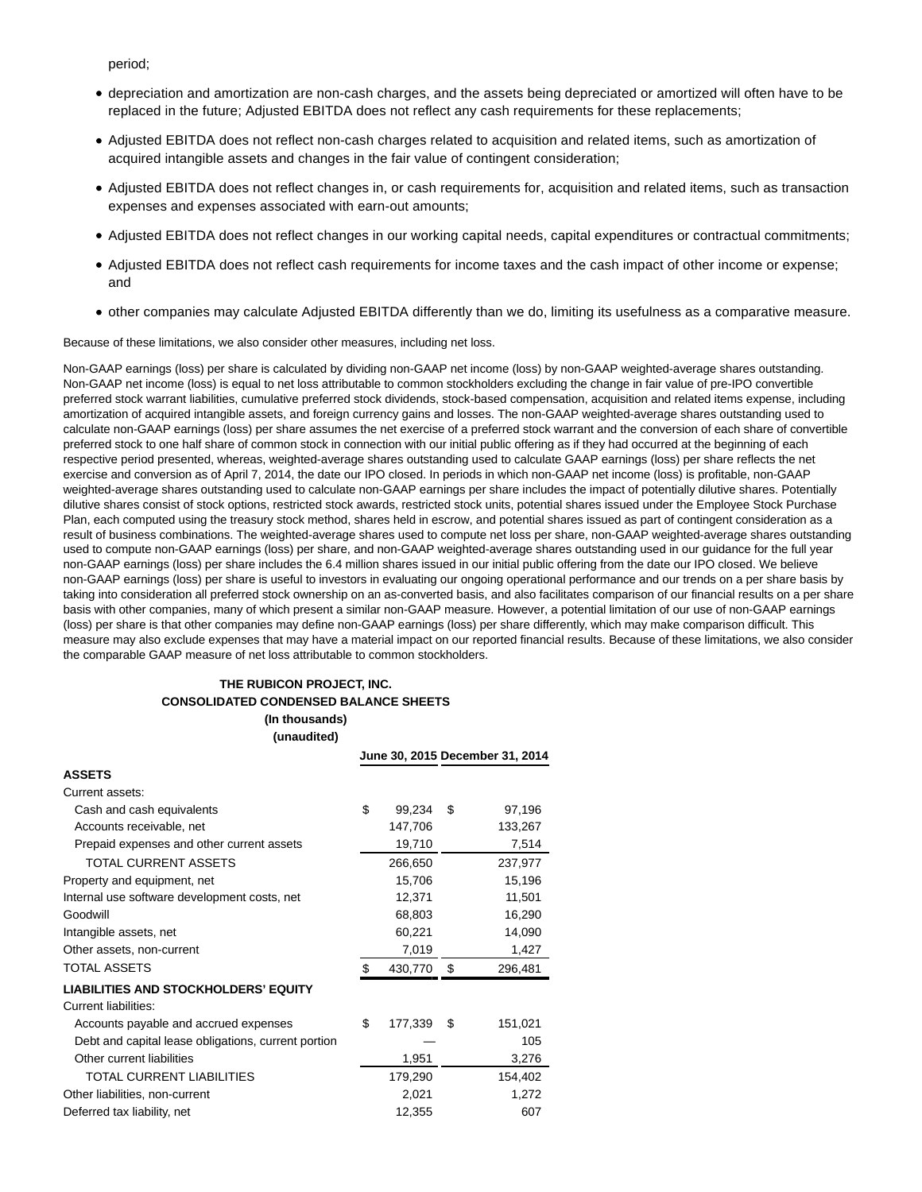period;

- depreciation and amortization are non-cash charges, and the assets being depreciated or amortized will often have to be replaced in the future; Adjusted EBITDA does not reflect any cash requirements for these replacements;
- Adjusted EBITDA does not reflect non-cash charges related to acquisition and related items, such as amortization of acquired intangible assets and changes in the fair value of contingent consideration;
- Adjusted EBITDA does not reflect changes in, or cash requirements for, acquisition and related items, such as transaction expenses and expenses associated with earn-out amounts;
- Adjusted EBITDA does not reflect changes in our working capital needs, capital expenditures or contractual commitments;
- Adjusted EBITDA does not reflect cash requirements for income taxes and the cash impact of other income or expense; and
- other companies may calculate Adjusted EBITDA differently than we do, limiting its usefulness as a comparative measure.

Because of these limitations, we also consider other measures, including net loss.

Non-GAAP earnings (loss) per share is calculated by dividing non-GAAP net income (loss) by non-GAAP weighted-average shares outstanding. Non-GAAP net income (loss) is equal to net loss attributable to common stockholders excluding the change in fair value of pre-IPO convertible preferred stock warrant liabilities, cumulative preferred stock dividends, stock-based compensation, acquisition and related items expense, including amortization of acquired intangible assets, and foreign currency gains and losses. The non-GAAP weighted-average shares outstanding used to calculate non-GAAP earnings (loss) per share assumes the net exercise of a preferred stock warrant and the conversion of each share of convertible preferred stock to one half share of common stock in connection with our initial public offering as if they had occurred at the beginning of each respective period presented, whereas, weighted-average shares outstanding used to calculate GAAP earnings (loss) per share reflects the net exercise and conversion as of April 7, 2014, the date our IPO closed. In periods in which non-GAAP net income (loss) is profitable, non-GAAP weighted-average shares outstanding used to calculate non-GAAP earnings per share includes the impact of potentially dilutive shares. Potentially dilutive shares consist of stock options, restricted stock awards, restricted stock units, potential shares issued under the Employee Stock Purchase Plan, each computed using the treasury stock method, shares held in escrow, and potential shares issued as part of contingent consideration as a result of business combinations. The weighted-average shares used to compute net loss per share, non-GAAP weighted-average shares outstanding used to compute non-GAAP earnings (loss) per share, and non-GAAP weighted-average shares outstanding used in our guidance for the full year non-GAAP earnings (loss) per share includes the 6.4 million shares issued in our initial public offering from the date our IPO closed. We believe non-GAAP earnings (loss) per share is useful to investors in evaluating our ongoing operational performance and our trends on a per share basis by taking into consideration all preferred stock ownership on an as-converted basis, and also facilitates comparison of our financial results on a per share basis with other companies, many of which present a similar non-GAAP measure. However, a potential limitation of our use of non-GAAP earnings (loss) per share is that other companies may define non-GAAP earnings (loss) per share differently, which may make comparison difficult. This measure may also exclude expenses that may have a material impact on our reported financial results. Because of these limitations, we also consider the comparable GAAP measure of net loss attributable to common stockholders.

**THE RUBICON PROJECT, INC.**
**CONSOLIDATED CONDENSED BALANCE SHEETS**
**(In thousands)**
**(unaudited)**

| | June 30, 2015 | December 31, 2014 |
|---|---|---|
| **ASSETS** | | |
| Current assets: | | |
| Cash and cash equivalents | $ 99,234 | $ 97,196 |
| Accounts receivable, net | 147,706 | 133,267 |
| Prepaid expenses and other current assets | 19,710 | 7,514 |
| TOTAL CURRENT ASSETS | 266,650 | 237,977 |
| Property and equipment, net | 15,706 | 15,196 |
| Internal use software development costs, net | 12,371 | 11,501 |
| Goodwill | 68,803 | 16,290 |
| Intangible assets, net | 60,221 | 14,090 |
| Other assets, non-current | 7,019 | 1,427 |
| TOTAL ASSETS | $ 430,770 | $ 296,481 |
| **LIABILITIES AND STOCKHOLDERS' EQUITY** | | |
| Current liabilities: | | |
| Accounts payable and accrued expenses | $ 177,339 | $ 151,021 |
| Debt and capital lease obligations, current portion | — | 105 |
| Other current liabilities | 1,951 | 3,276 |
| TOTAL CURRENT LIABILITIES | 179,290 | 154,402 |
| Other liabilities, non-current | 2,021 | 1,272 |
| Deferred tax liability, net | 12,355 | 607 |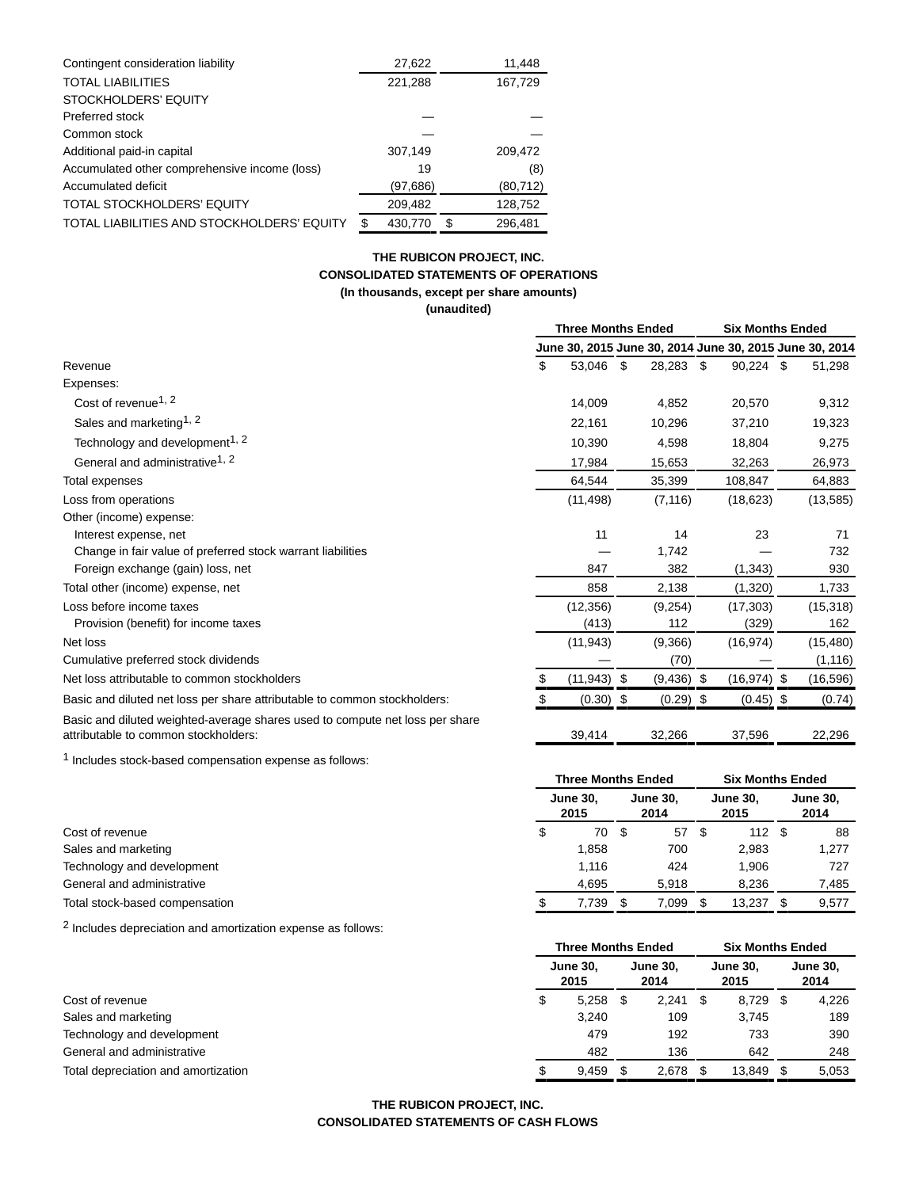| | | |
|---|---|---|
| Contingent consideration liability | 27,622 | 11,448 |
| TOTAL LIABILITIES | 221,288 | 167,729 |
| STOCKHOLDERS' EQUITY | | |
| Preferred stock | — | — |
| Common stock | — | — |
| Additional paid-in capital | 307,149 | 209,472 |
| Accumulated other comprehensive income (loss) | 19 | (8) |
| Accumulated deficit | (97,686) | (80,712) |
| TOTAL STOCKHOLDERS' EQUITY | 209,482 | 128,752 |
| TOTAL LIABILITIES AND STOCKHOLDERS' EQUITY | $ 430,770 | $ 296,481 |

**THE RUBICON PROJECT, INC.**
**CONSOLIDATED STATEMENTS OF OPERATIONS**
**(In thousands, except per share amounts)**
**(unaudited)**

| | Three Months Ended | | Six Months Ended | |
|---|---|---|---|---|
| | June 30, 2015 | June 30, 2014 | June 30, 2015 | June 30, 2014 |
| Revenue | $ 53,046 | $ 28,283 | $ 90,224 | $ 51,298 |
| Expenses: | | | | |
| Cost of revenue[1, 2] | 14,009 | 4,852 | 20,570 | 9,312 |
| Sales and marketing[1, 2] | 22,161 | 10,296 | 37,210 | 19,323 |
| Technology and development[1, 2] | 10,390 | 4,598 | 18,804 | 9,275 |
| General and administrative[1, 2] | 17,984 | 15,653 | 32,263 | 26,973 |
| Total expenses | 64,544 | 35,399 | 108,847 | 64,883 |
| Loss from operations | (11,498) | (7,116) | (18,623) | (13,585) |
| Other (income) expense: | | | | |
| Interest expense, net | 11 | 14 | 23 | 71 |
| Change in fair value of preferred stock warrant liabilities | — | 1,742 | — | 732 |
| Foreign exchange (gain) loss, net | 847 | 382 | (1,343) | 930 |
| Total other (income) expense, net | 858 | 2,138 | (1,320) | 1,733 |
| Loss before income taxes | (12,356) | (9,254) | (17,303) | (15,318) |
| Provision (benefit) for income taxes | (413) | 112 | (329) | 162 |
| Net loss | (11,943) | (9,366) | (16,974) | (15,480) |
| Cumulative preferred stock dividends | — | (70) | — | (1,116) |
| Net loss attributable to common stockholders | $ (11,943) | $ (9,436) | $ (16,974) | $ (16,596) |
| Basic and diluted net loss per share attributable to common stockholders: | $ (0.30) | $ (0.29) | $ (0.45) | $ (0.74) |
| Basic and diluted weighted-average shares used to compute net loss per share attributable to common stockholders: | 39,414 | 32,266 | 37,596 | 22,296 |

[1] Includes stock-based compensation expense as follows:

| | Three Months Ended | | Six Months Ended | |
|---|---|---|---|---|
| | June 30, 2015 | June 30, 2014 | June 30, 2015 | June 30, 2014 |
| Cost of revenue | $ 70 | $ 57 | $ 112 | $ 88 |
| Sales and marketing | 1,858 | 700 | 2,983 | 1,277 |
| Technology and development | 1,116 | 424 | 1,906 | 727 |
| General and administrative | 4,695 | 5,918 | 8,236 | 7,485 |
| Total stock-based compensation | $ 7,739 | $ 7,099 | $ 13,237 | $ 9,577 |

[2] Includes depreciation and amortization expense as follows:

| | Three Months Ended | | Six Months Ended | |
|---|---|---|---|---|
| | June 30, 2015 | June 30, 2014 | June 30, 2015 | June 30, 2014 |
| Cost of revenue | $ 5,258 | $ 2,241 | $ 8,729 | $ 4,226 |
| Sales and marketing | 3,240 | 109 | 3,745 | 189 |
| Technology and development | 479 | 192 | 733 | 390 |
| General and administrative | 482 | 136 | 642 | 248 |
| Total depreciation and amortization | $ 9,459 | $ 2,678 | $ 13,849 | $ 5,053 |

**THE RUBICON PROJECT, INC.**
**CONSOLIDATED STATEMENTS OF CASH FLOWS**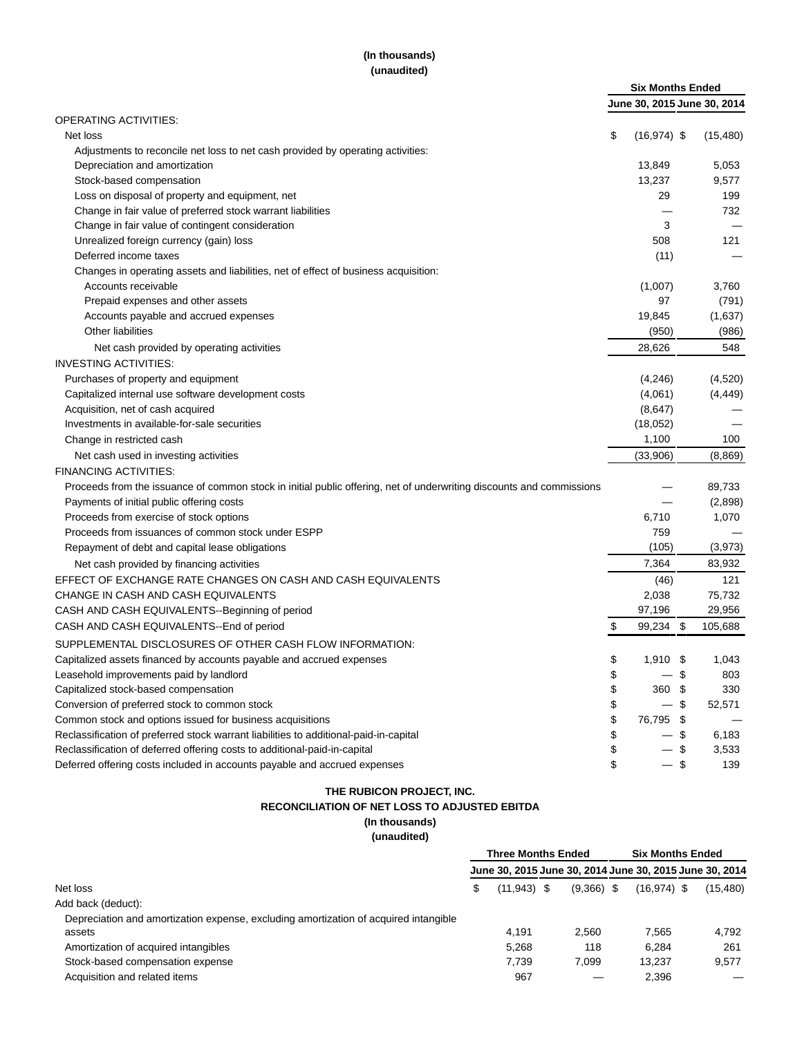**(In thousands)**
**(unaudited)**

| | Six Months Ended | |
|---|---|---|
| | June 30, 2015 | June 30, 2014 |
| OPERATING ACTIVITIES: | | |
| Net loss | $ (16,974) | $ (15,480) |
| Adjustments to reconcile net loss to net cash provided by operating activities: | | |
| Depreciation and amortization | 13,849 | 5,053 |
| Stock-based compensation | 13,237 | 9,577 |
| Loss on disposal of property and equipment, net | 29 | 199 |
| Change in fair value of preferred stock warrant liabilities | — | 732 |
| Change in fair value of contingent consideration | 3 | — |
| Unrealized foreign currency (gain) loss | 508 | 121 |
| Deferred income taxes | (11) | — |
| Changes in operating assets and liabilities, net of effect of business acquisition: | | |
| Accounts receivable | (1,007) | 3,760 |
| Prepaid expenses and other assets | 97 | (791) |
| Accounts payable and accrued expenses | 19,845 | (1,637) |
| Other liabilities | (950) | (986) |
| Net cash provided by operating activities | 28,626 | 548 |
| INVESTING ACTIVITIES: | | |
| Purchases of property and equipment | (4,246) | (4,520) |
| Capitalized internal use software development costs | (4,061) | (4,449) |
| Acquisition, net of cash acquired | (8,647) | — |
| Investments in available-for-sale securities | (18,052) | — |
| Change in restricted cash | 1,100 | 100 |
| Net cash used in investing activities | (33,906) | (8,869) |
| FINANCING ACTIVITIES: | | |
| Proceeds from the issuance of common stock in initial public offering, net of underwriting discounts and commissions | — | 89,733 |
| Payments of initial public offering costs | — | (2,898) |
| Proceeds from exercise of stock options | 6,710 | 1,070 |
| Proceeds from issuances of common stock under ESPP | 759 | — |
| Repayment of debt and capital lease obligations | (105) | (3,973) |
| Net cash provided by financing activities | 7,364 | 83,932 |
| EFFECT OF EXCHANGE RATE CHANGES ON CASH AND CASH EQUIVALENTS | (46) | 121 |
| CHANGE IN CASH AND CASH EQUIVALENTS | 2,038 | 75,732 |
| CASH AND CASH EQUIVALENTS--Beginning of period | 97,196 | 29,956 |
| CASH AND CASH EQUIVALENTS--End of period | $ 99,234 | $ 105,688 |
| SUPPLEMENTAL DISCLOSURES OF OTHER CASH FLOW INFORMATION: | | |
| Capitalized assets financed by accounts payable and accrued expenses | $ 1,910 | $ 1,043 |
| Leasehold improvements paid by landlord | $ — | $ 803 |
| Capitalized stock-based compensation | $ 360 | $ 330 |
| Conversion of preferred stock to common stock | $ — | $ 52,571 |
| Common stock and options issued for business acquisitions | $ 76,795 | $ — |
| Reclassification of preferred stock warrant liabilities to additional-paid-in-capital | $ — | $ 6,183 |
| Reclassification of deferred offering costs to additional-paid-in-capital | $ — | $ 3,533 |
| Deferred offering costs included in accounts payable and accrued expenses | $ — | $ 139 |

**THE RUBICON PROJECT, INC.**
**RECONCILIATION OF NET LOSS TO ADJUSTED EBITDA**
**(In thousands)**
**(unaudited)**

| | Three Months Ended | | Six Months Ended | |
|---|---|---|---|---|
| | June 30, 2015 | June 30, 2014 | June 30, 2015 | June 30, 2014 |
| Net loss | $ (11,943) | $ (9,366) | $ (16,974) | $ (15,480) |
| Add back (deduct): | | | | |
| Depreciation and amortization expense, excluding amortization of acquired intangible assets | 4,191 | 2,560 | 7,565 | 4,792 |
| Amortization of acquired intangibles | 5,268 | 118 | 6,284 | 261 |
| Stock-based compensation expense | 7,739 | 7,099 | 13,237 | 9,577 |
| Acquisition and related items | 967 | — | 2,396 | — |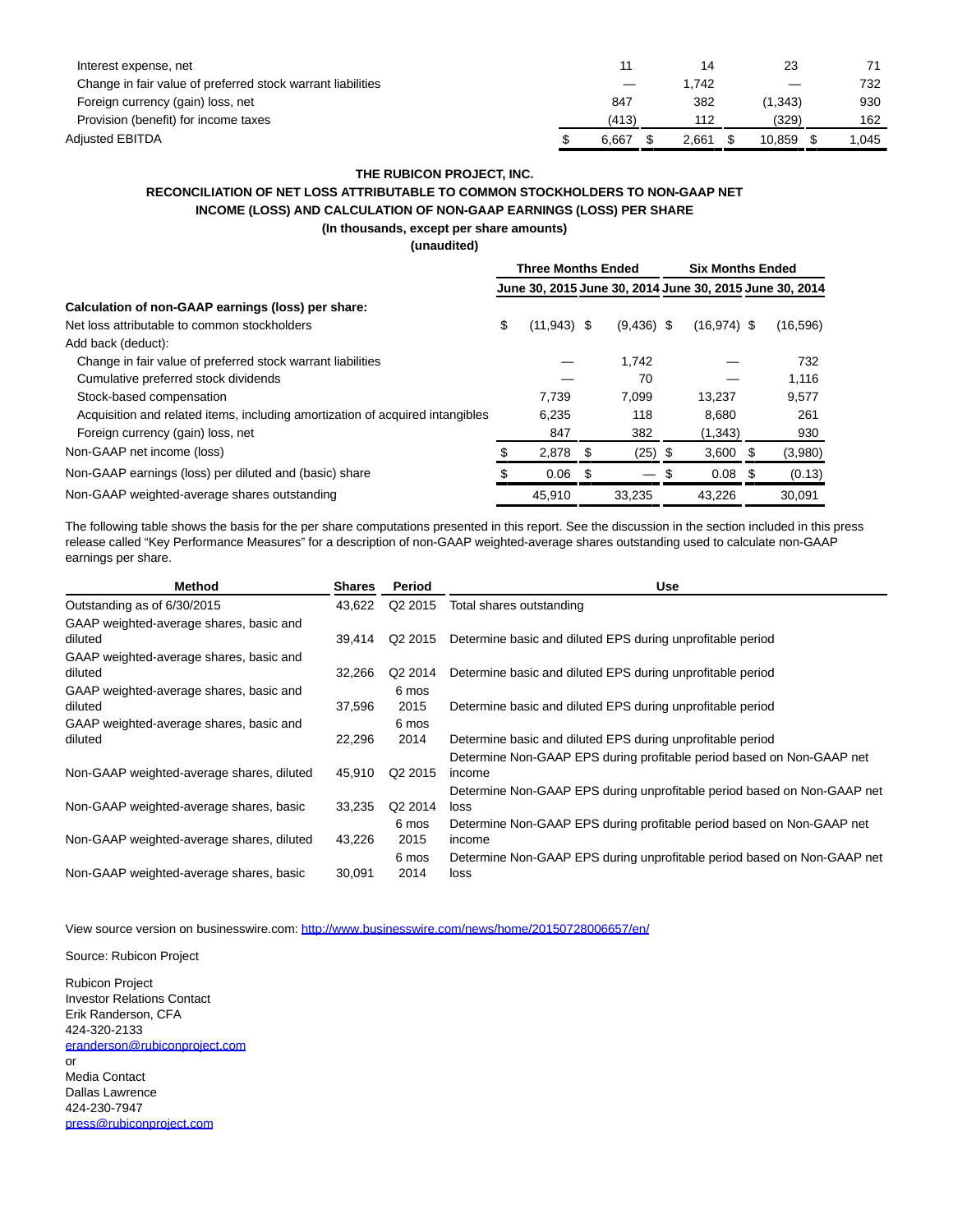| | | | | |
|---|---|---|---|---|
| Interest expense, net | 11 | 14 | 23 | 71 |
| Change in fair value of preferred stock warrant liabilities | — | 1,742 | — | 732 |
| Foreign currency (gain) loss, net | 847 | 382 | (1,343) | 930 |
| Provision (benefit) for income taxes | (413) | 112 | (329) | 162 |
| Adjusted EBITDA | $ 6,667 | $ 2,661 | $ 10,859 | $ 1,045 |

**THE RUBICON PROJECT, INC.**

**RECONCILIATION OF NET LOSS ATTRIBUTABLE TO COMMON STOCKHOLDERS TO NON-GAAP NET INCOME (LOSS) AND CALCULATION OF NON-GAAP EARNINGS (LOSS) PER SHARE**

**(In thousands, except per share amounts)**

**(unaudited)**

| | Three Months Ended | | Six Months Ended | |
|---|---|---|---|---|
| | June 30, 2015 | June 30, 2014 | June 30, 2015 | June 30, 2014 |
| **Calculation of non-GAAP earnings (loss) per share:** | | | | |
| Net loss attributable to common stockholders | $ (11,943) | $ (9,436) | $ (16,974) | $ (16,596) |
| Add back (deduct): | | | | |
| Change in fair value of preferred stock warrant liabilities | — | 1,742 | — | 732 |
| Cumulative preferred stock dividends | — | 70 | — | 1,116 |
| Stock-based compensation | 7,739 | 7,099 | 13,237 | 9,577 |
| Acquisition and related items, including amortization of acquired intangibles | 6,235 | 118 | 8,680 | 261 |
| Foreign currency (gain) loss, net | 847 | 382 | (1,343) | 930 |
| Non-GAAP net income (loss) | $ 2,878 | $ (25) | $ 3,600 | $ (3,980) |
| Non-GAAP earnings (loss) per diluted and (basic) share | $ 0.06 | $ — | $ 0.08 | $ (0.13) |
| Non-GAAP weighted-average shares outstanding | 45,910 | 33,235 | 43,226 | 30,091 |

The following table shows the basis for the per share computations presented in this report. See the discussion in the section included in this press release called "Key Performance Measures" for a description of non-GAAP weighted-average shares outstanding used to calculate non-GAAP earnings per share.

| Method | Shares | Period | Use |
|---|---|---|---|
| Outstanding as of 6/30/2015 | 43,622 | Q2 2015 | Total shares outstanding |
| GAAP weighted-average shares, basic and diluted | 39,414 | Q2 2015 | Determine basic and diluted EPS during unprofitable period |
| GAAP weighted-average shares, basic and diluted | 32,266 | Q2 2014 | Determine basic and diluted EPS during unprofitable period |
| GAAP weighted-average shares, basic and diluted | 37,596 | 6 mos 2015 | Determine basic and diluted EPS during unprofitable period |
| GAAP weighted-average shares, basic and diluted | 22,296 | 6 mos 2014 | Determine basic and diluted EPS during unprofitable period |
| Non-GAAP weighted-average shares, diluted | 45,910 | Q2 2015 | Determine Non-GAAP EPS during profitable period based on Non-GAAP net income |
| Non-GAAP weighted-average shares, basic | 33,235 | Q2 2014 | Determine Non-GAAP EPS during unprofitable period based on Non-GAAP net loss |
| Non-GAAP weighted-average shares, diluted | 43,226 | 6 mos 2015 | Determine Non-GAAP EPS during profitable period based on Non-GAAP net income |
| Non-GAAP weighted-average shares, basic | 30,091 | 6 mos 2014 | Determine Non-GAAP EPS during unprofitable period based on Non-GAAP net loss |

View source version on businesswire.com: http://www.businesswire.com/news/home/20150728006657/en/

Source: Rubicon Project

Rubicon Project
Investor Relations Contact
Erik Randerson, CFA
424-320-2133
eranderson@rubiconproject.com
or
Media Contact
Dallas Lawrence
424-230-7947
press@rubiconproject.com